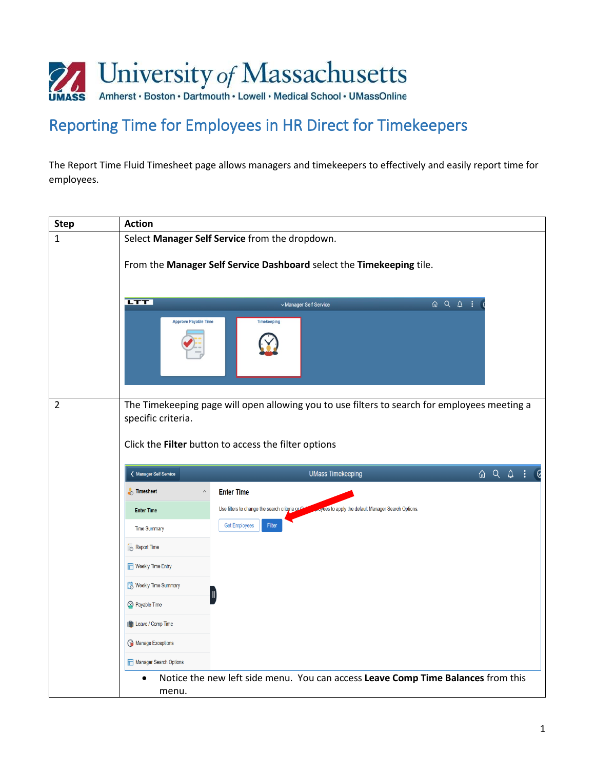# Reporting Time for Employees in HR Direct for Timekeepers

The Report Time Fluid Timesheet page allows managers and timekeepers to effectively and easily report time for employees.

| Step | Action |
|---|---|
| 1 | Select **Manager Self Service** from the dropdown.<br><br>From the **Manager Self Service Dashboard** select the **Timekeeping** tile. |
| 2 | The Timekeeping page will open allowing you to use filters to search for employees meeting a specific criteria.<br><br>Click the **Filter** button to access the filter options<br><br>• Notice the new left side menu. You can access **Leave Comp Time Balances** from this menu. |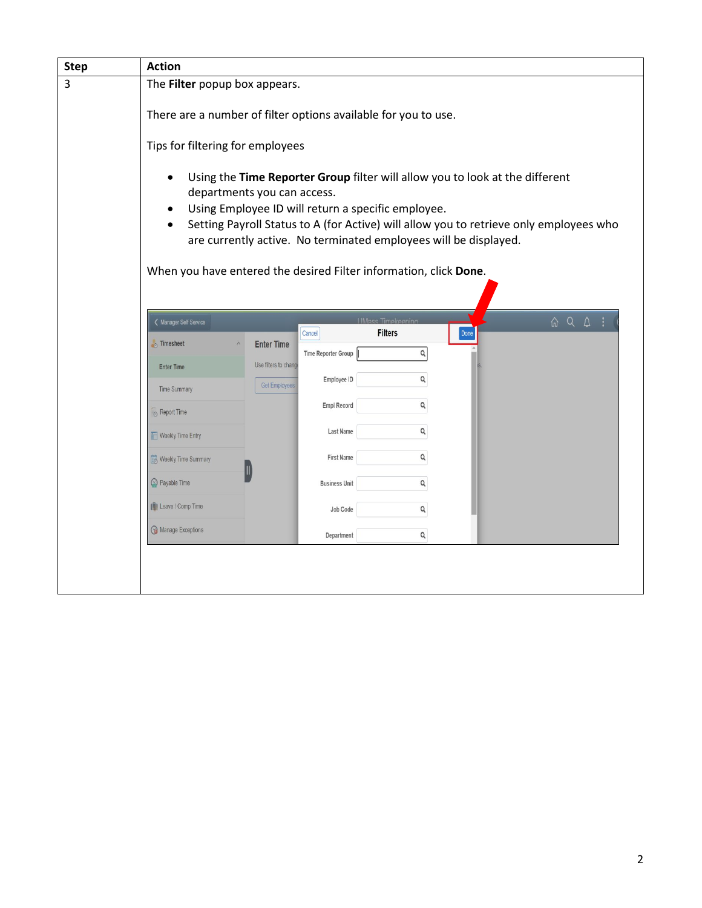| Step | Action |
|---|---|
| 3 | The **Filter** popup box appears.<br><br>There are a number of filter options available for you to use.<br><br>Tips for filtering for employees<br><br>• Using the **Time Reporter Group** filter will allow you to look at the different departments you can access.<br>• Using Employee ID will return a specific employee.<br>• Setting Payroll Status to A (for Active) will allow you to retrieve only employees who are currently active. No terminated employees will be displayed.<br><br>When you have entered the desired Filter information, click **Done**. |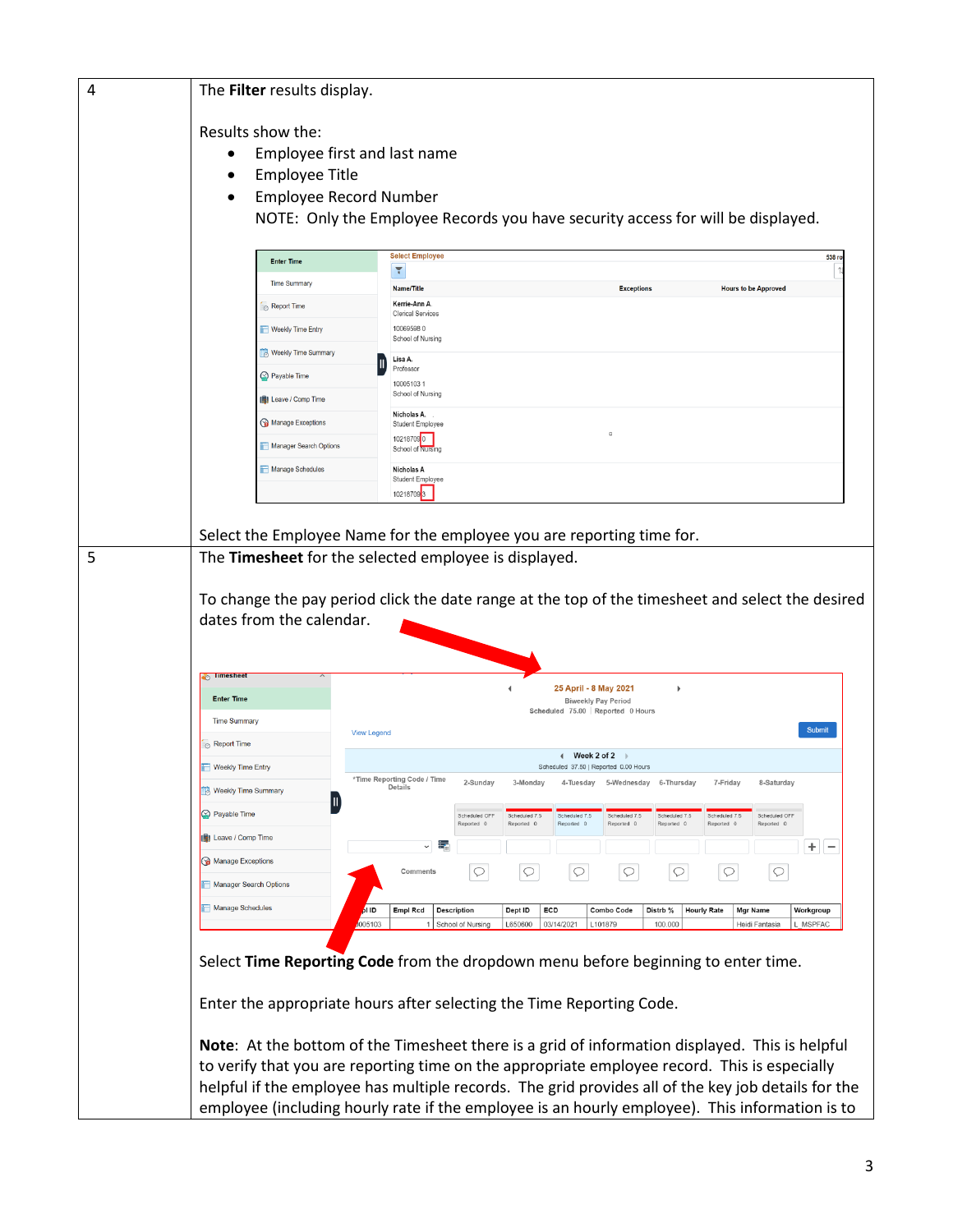| | |
|---|---|
| 4 | The **Filter** results display.<br><br>Results show the:<br>• Employee first and last name<br>• Employee Title<br>• Employee Record Number<br>NOTE: Only the Employee Records you have security access for will be displayed.<br><br>Select the Employee Name for the employee you are reporting time for. |
| 5 | The **Timesheet** for the selected employee is displayed.<br><br>To change the pay period click the date range at the top of the timesheet and select the desired dates from the calendar.<br><br>Select **Time Reporting Code** from the dropdown menu before beginning to enter time.<br><br>Enter the appropriate hours after selecting the Time Reporting Code.<br><br>**Note**: At the bottom of the Timesheet there is a grid of information displayed. This is helpful to verify that you are reporting time on the appropriate employee record. This is especially helpful if the employee has multiple records. The grid provides all of the key job details for the employee (including hourly rate if the employee is an hourly employee). This information is to |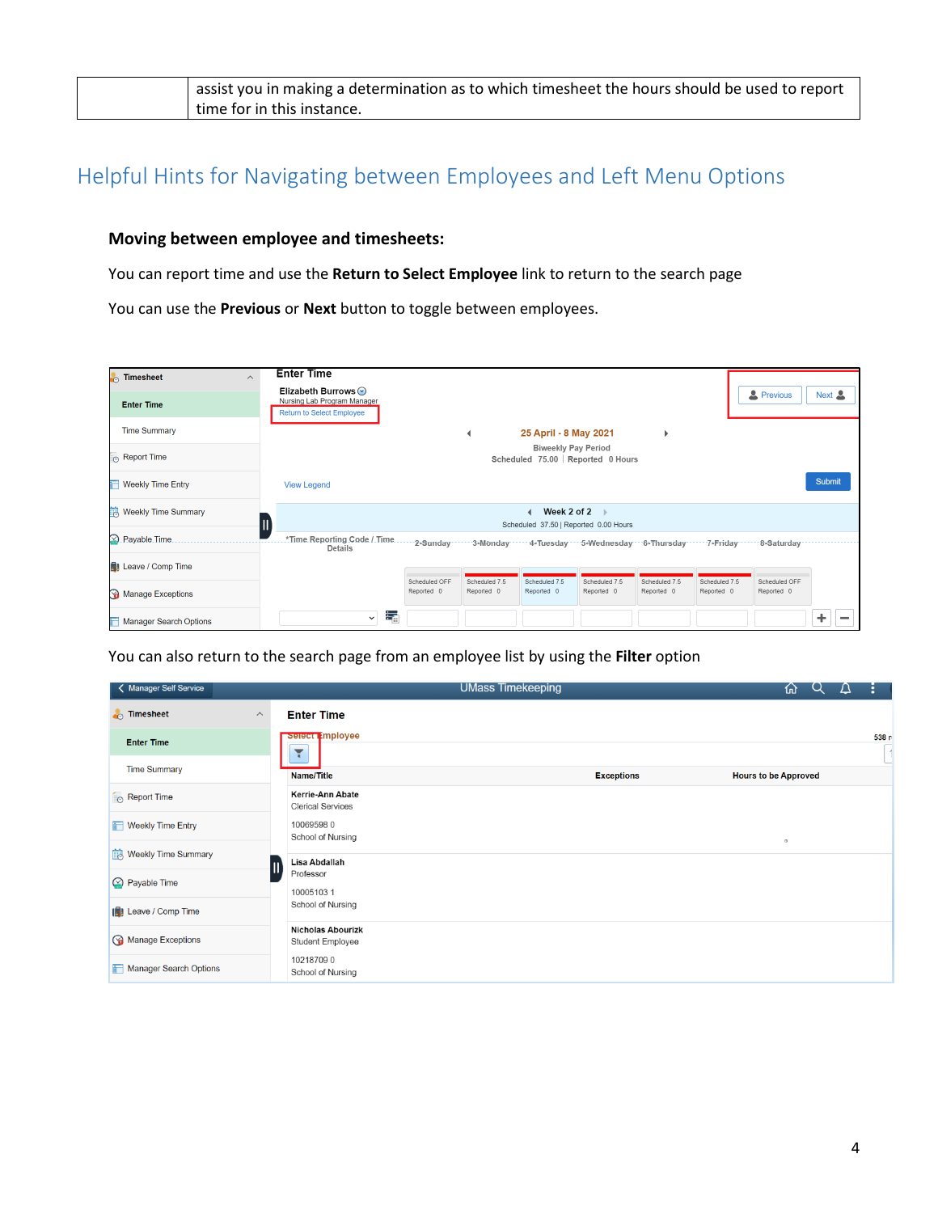| | assist you in making a determination as to which timesheet the hours should be used to report time for in this instance. |
|---|---|

## Helpful Hints for Navigating between Employees and Left Menu Options

### Moving between employee and timesheets:

You can report time and use the **Return to Select Employee** link to return to the search page

You can use the **Previous** or **Next** button to toggle between employees.

You can also return to the search page from an employee list by using the **Filter** option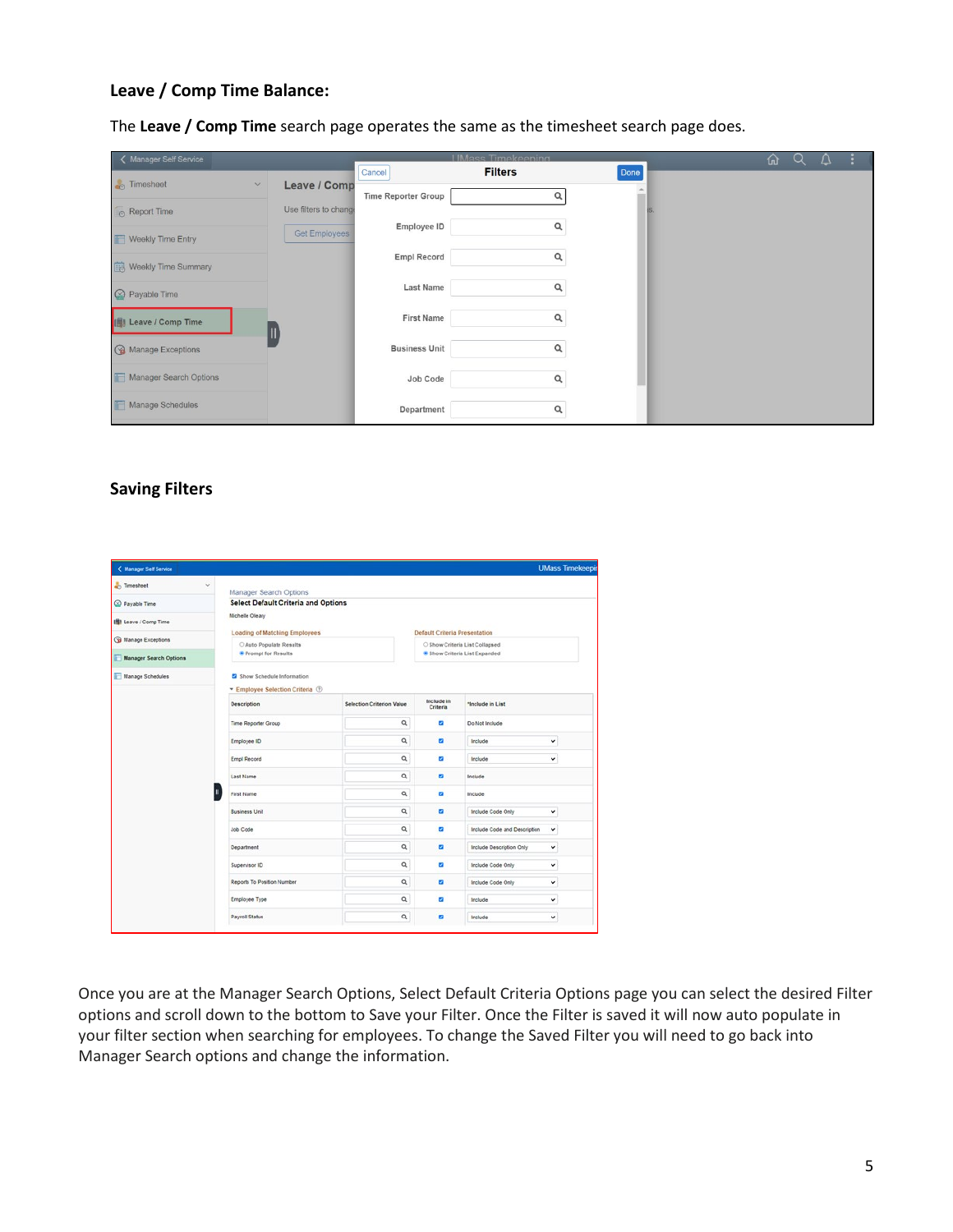### Leave / Comp Time Balance:

The **Leave / Comp Time** search page operates the same as the timesheet search page does.

### Saving Filters

Once you are at the Manager Search Options, Select Default Criteria Options page you can select the desired Filter options and scroll down to the bottom to Save your Filter. Once the Filter is saved it will now auto populate in your filter section when searching for employees. To change the Saved Filter you will need to go back into Manager Search options and change the information.